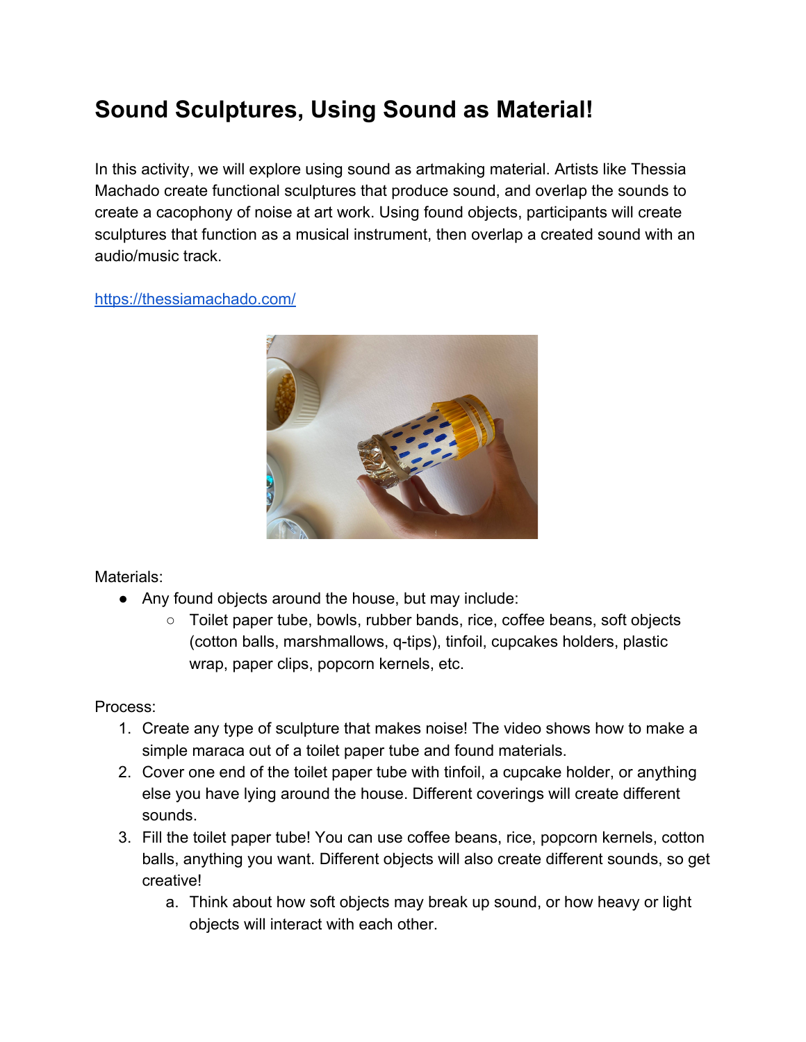# Sound Sculptures, Using Sound as Material!

In this activity, we will explore using sound as artmaking material. Artists like Thessia Machado create functional sculptures that produce sound, and overlap the sounds to create a cacophony of noise at art work. Using found objects, participants will create sculptures that function as a musical instrument, then overlap a created sound with an audio/music track.

https://thessiamachado.com/

Materials:

- Any found objects around the house, but may include:
  - Toilet paper tube, bowls, rubber bands, rice, coffee beans, soft objects (cotton balls, marshmallows, q-tips), tinfoil, cupcakes holders, plastic wrap, paper clips, popcorn kernels, etc.

Process:

1. Create any type of sculpture that makes noise! The video shows how to make a simple maraca out of a toilet paper tube and found materials.
2. Cover one end of the toilet paper tube with tinfoil, a cupcake holder, or anything else you have lying around the house. Different coverings will create different sounds.
3. Fill the toilet paper tube! You can use coffee beans, rice, popcorn kernels, cotton balls, anything you want. Different objects will also create different sounds, so get creative!
   a. Think about how soft objects may break up sound, or how heavy or light objects will interact with each other.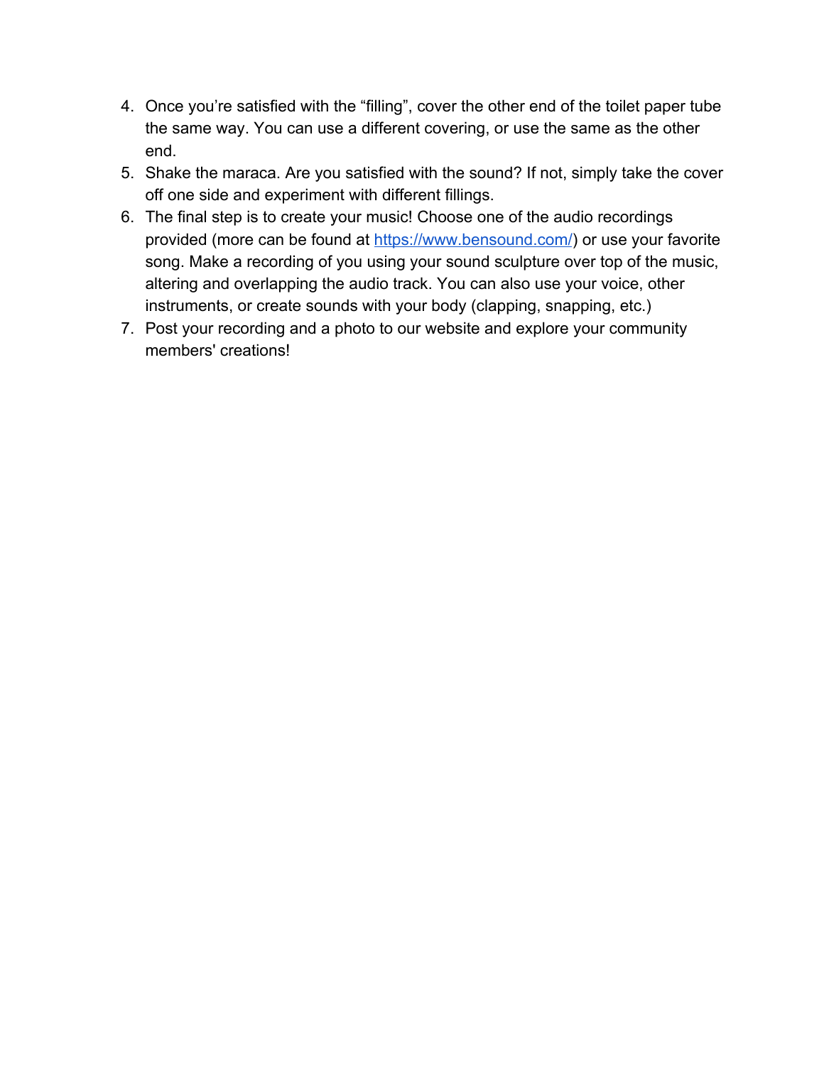4. Once you're satisfied with the "filling", cover the other end of the toilet paper tube the same way. You can use a different covering, or use the same as the other end.
5. Shake the maraca. Are you satisfied with the sound? If not, simply take the cover off one side and experiment with different fillings.
6. The final step is to create your music! Choose one of the audio recordings provided (more can be found at [https://www.bensound.com/](https://www.bensound.com/)) or use your favorite song. Make a recording of you using your sound sculpture over top of the music, altering and overlapping the audio track. You can also use your voice, other instruments, or create sounds with your body (clapping, snapping, etc.)
7. Post your recording and a photo to our website and explore your community members' creations!